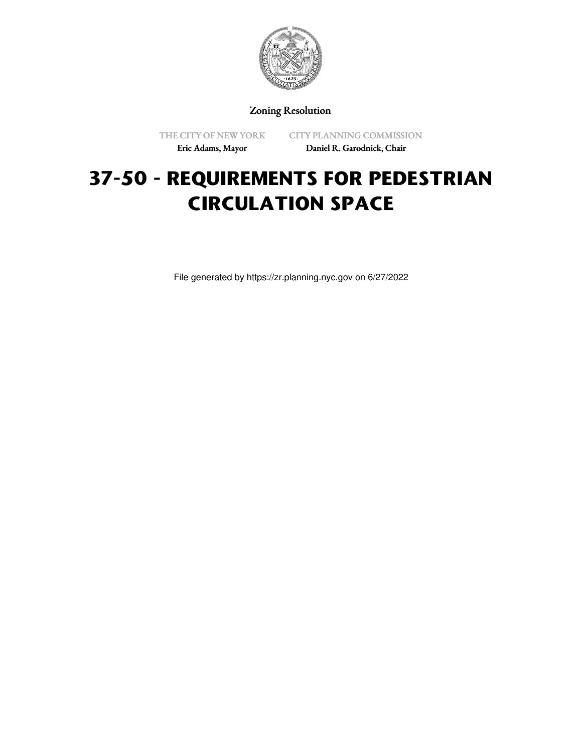Zoning Resolution

THE CITY OF NEW YORK
Eric Adams, Mayor

CITY PLANNING COMMISSION
Daniel R. Garodnick, Chair

# 37-50 - REQUIREMENTS FOR PEDESTRIAN CIRCULATION SPACE

File generated by https://zr.planning.nyc.gov on 6/27/2022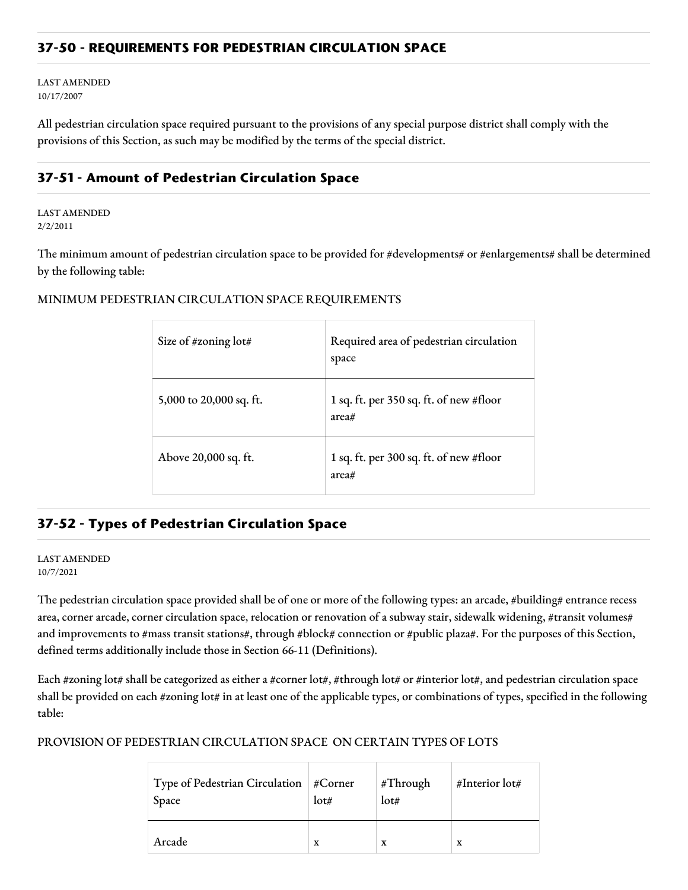## 37-50 - REQUIREMENTS FOR PEDESTRIAN CIRCULATION SPACE

LAST AMENDED
10/17/2007

All pedestrian circulation space required pursuant to the provisions of any special purpose district shall comply with the provisions of this Section, as such may be modified by the terms of the special district.

## 37-51 - Amount of Pedestrian Circulation Space

LAST AMENDED
2/2/2011

The minimum amount of pedestrian circulation space to be provided for #developments# or #enlargements# shall be determined by the following table:

MINIMUM PEDESTRIAN CIRCULATION SPACE REQUIREMENTS

| Size of #zoning lot# | Required area of pedestrian circulation space |
|---|---|
| 5,000 to 20,000 sq. ft. | 1 sq. ft. per 350 sq. ft. of new #floor area# |
| Above 20,000 sq. ft. | 1 sq. ft. per 300 sq. ft. of new #floor area# |

## 37-52 - Types of Pedestrian Circulation Space

LAST AMENDED
10/7/2021

The pedestrian circulation space provided shall be of one or more of the following types: an arcade, #building# entrance recess area, corner arcade, corner circulation space, relocation or renovation of a subway stair, sidewalk widening, #transit volumes# and improvements to #mass transit stations#, through #block# connection or #public plaza#. For the purposes of this Section, defined terms additionally include those in Section 66-11 (Definitions).

Each #zoning lot# shall be categorized as either a #corner lot#, #through lot# or #interior lot#, and pedestrian circulation space shall be provided on each #zoning lot# in at least one of the applicable types, or combinations of types, specified in the following table:

PROVISION OF PEDESTRIAN CIRCULATION SPACE ON CERTAIN TYPES OF LOTS

| Type of Pedestrian Circulation Space | #Corner lot# | #Through lot# | #Interior lot# |
|---|---|---|---|
| Arcade | x | x | x |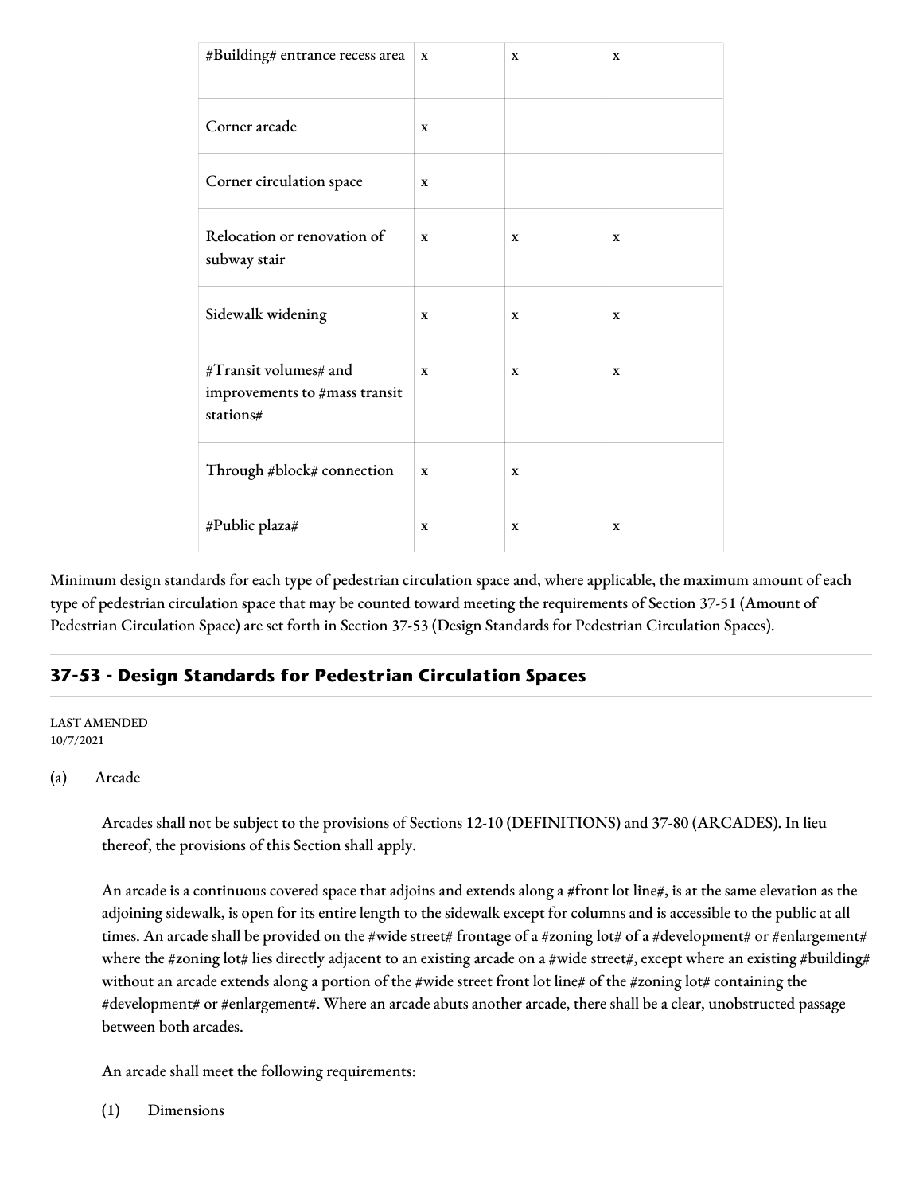| | | | |
|---|---|---|---|
| #Building# entrance recess area | x | x | x |
| Corner arcade | x | | |
| Corner circulation space | x | | |
| Relocation or renovation of subway stair | x | x | x |
| Sidewalk widening | x | x | x |
| #Transit volumes# and improvements to #mass transit stations# | x | x | x |
| Through #block# connection | x | x | |
| #Public plaza# | x | x | x |

Minimum design standards for each type of pedestrian circulation space and, where applicable, the maximum amount of each type of pedestrian circulation space that may be counted toward meeting the requirements of Section 37-51 (Amount of Pedestrian Circulation Space) are set forth in Section 37-53 (Design Standards for Pedestrian Circulation Spaces).

## 37-53 - Design Standards for Pedestrian Circulation Spaces

LAST AMENDED
10/7/2021

(a) Arcade

Arcades shall not be subject to the provisions of Sections 12-10 (DEFINITIONS) and 37-80 (ARCADES). In lieu thereof, the provisions of this Section shall apply.

An arcade is a continuous covered space that adjoins and extends along a #front lot line#, is at the same elevation as the adjoining sidewalk, is open for its entire length to the sidewalk except for columns and is accessible to the public at all times. An arcade shall be provided on the #wide street# frontage of a #zoning lot# of a #development# or #enlargement# where the #zoning lot# lies directly adjacent to an existing arcade on a #wide street#, except where an existing #building# without an arcade extends along a portion of the #wide street front lot line# of the #zoning lot# containing the #development# or #enlargement#. Where an arcade abuts another arcade, there shall be a clear, unobstructed passage between both arcades.

An arcade shall meet the following requirements:

(1) Dimensions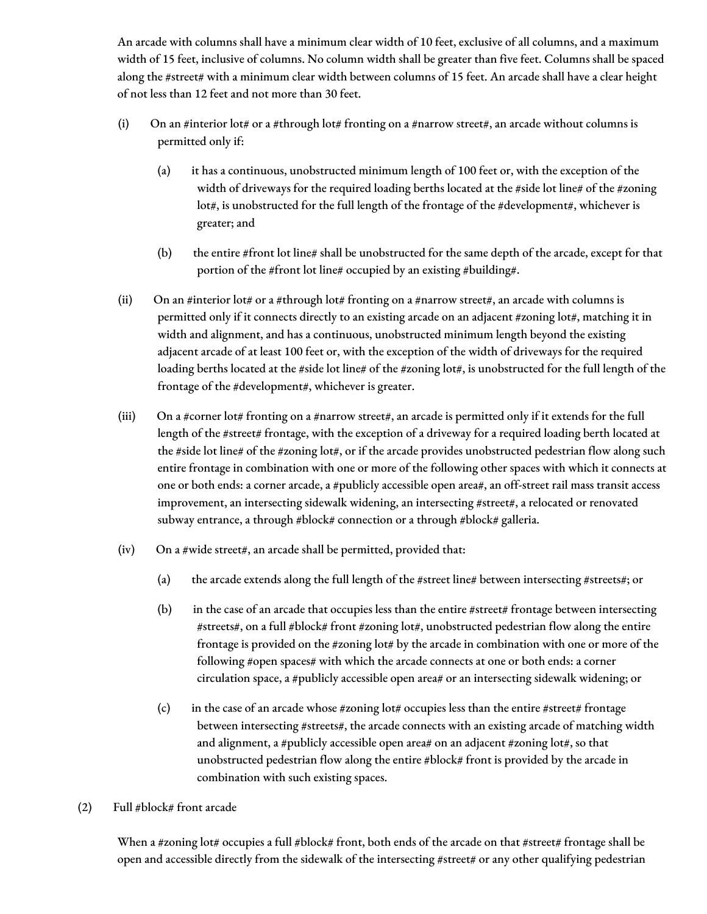An arcade with columns shall have a minimum clear width of 10 feet, exclusive of all columns, and a maximum width of 15 feet, inclusive of columns. No column width shall be greater than five feet. Columns shall be spaced along the #street# with a minimum clear width between columns of 15 feet. An arcade shall have a clear height of not less than 12 feet and not more than 30 feet.

(i) On an #interior lot# or a #through lot# fronting on a #narrow street#, an arcade without columns is permitted only if:

(a) it has a continuous, unobstructed minimum length of 100 feet or, with the exception of the width of driveways for the required loading berths located at the #side lot line# of the #zoning lot#, is unobstructed for the full length of the frontage of the #development#, whichever is greater; and

(b) the entire #front lot line# shall be unobstructed for the same depth of the arcade, except for that portion of the #front lot line# occupied by an existing #building#.

(ii) On an #interior lot# or a #through lot# fronting on a #narrow street#, an arcade with columns is permitted only if it connects directly to an existing arcade on an adjacent #zoning lot#, matching it in width and alignment, and has a continuous, unobstructed minimum length beyond the existing adjacent arcade of at least 100 feet or, with the exception of the width of driveways for the required loading berths located at the #side lot line# of the #zoning lot#, is unobstructed for the full length of the frontage of the #development#, whichever is greater.

(iii) On a #corner lot# fronting on a #narrow street#, an arcade is permitted only if it extends for the full length of the #street# frontage, with the exception of a driveway for a required loading berth located at the #side lot line# of the #zoning lot#, or if the arcade provides unobstructed pedestrian flow along such entire frontage in combination with one or more of the following other spaces with which it connects at one or both ends: a corner arcade, a #publicly accessible open area#, an off-street rail mass transit access improvement, an intersecting sidewalk widening, an intersecting #street#, a relocated or renovated subway entrance, a through #block# connection or a through #block# galleria.

(iv) On a #wide street#, an arcade shall be permitted, provided that:

(a) the arcade extends along the full length of the #street line# between intersecting #streets#; or

(b) in the case of an arcade that occupies less than the entire #street# frontage between intersecting #streets#, on a full #block# front #zoning lot#, unobstructed pedestrian flow along the entire frontage is provided on the #zoning lot# by the arcade in combination with one or more of the following #open spaces# with which the arcade connects at one or both ends: a corner circulation space, a #publicly accessible open area# or an intersecting sidewalk widening; or

(c) in the case of an arcade whose #zoning lot# occupies less than the entire #street# frontage between intersecting #streets#, the arcade connects with an existing arcade of matching width and alignment, a #publicly accessible open area# on an adjacent #zoning lot#, so that unobstructed pedestrian flow along the entire #block# front is provided by the arcade in combination with such existing spaces.

(2) Full #block# front arcade

When a #zoning lot# occupies a full #block# front, both ends of the arcade on that #street# frontage shall be open and accessible directly from the sidewalk of the intersecting #street# or any other qualifying pedestrian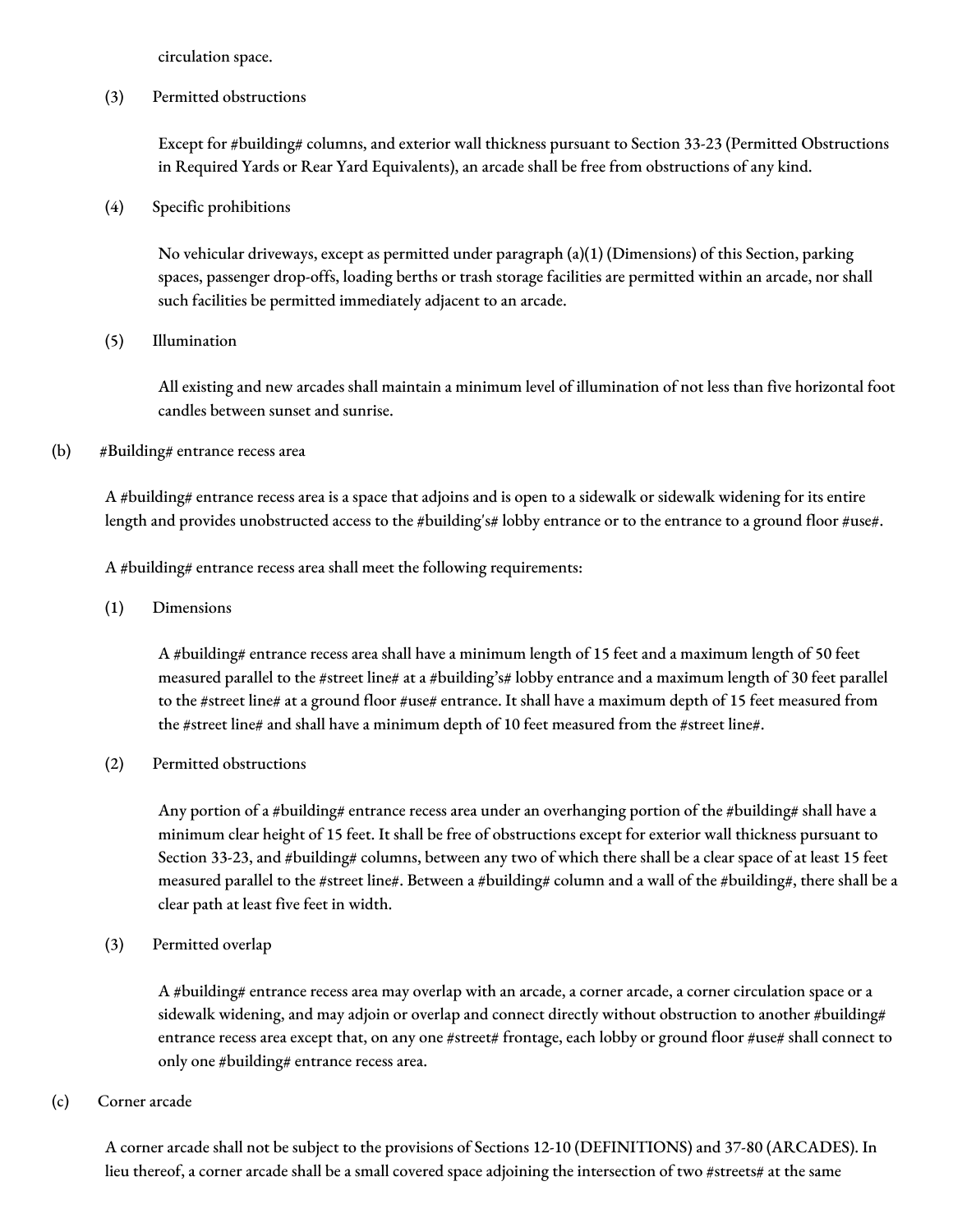circulation space.

(3) Permitted obstructions

Except for #building# columns, and exterior wall thickness pursuant to Section 33-23 (Permitted Obstructions in Required Yards or Rear Yard Equivalents), an arcade shall be free from obstructions of any kind.

(4) Specific prohibitions

No vehicular driveways, except as permitted under paragraph (a)(1) (Dimensions) of this Section, parking spaces, passenger drop-offs, loading berths or trash storage facilities are permitted within an arcade, nor shall such facilities be permitted immediately adjacent to an arcade.

(5) Illumination

All existing and new arcades shall maintain a minimum level of illumination of not less than five horizontal foot candles between sunset and sunrise.

(b) #Building# entrance recess area

A #building# entrance recess area is a space that adjoins and is open to a sidewalk or sidewalk widening for its entire length and provides unobstructed access to the #building's# lobby entrance or to the entrance to a ground floor #use#.

A #building# entrance recess area shall meet the following requirements:

(1) Dimensions

A #building# entrance recess area shall have a minimum length of 15 feet and a maximum length of 50 feet measured parallel to the #street line# at a #building's# lobby entrance and a maximum length of 30 feet parallel to the #street line# at a ground floor #use# entrance. It shall have a maximum depth of 15 feet measured from the #street line# and shall have a minimum depth of 10 feet measured from the #street line#.

(2) Permitted obstructions

Any portion of a #building# entrance recess area under an overhanging portion of the #building# shall have a minimum clear height of 15 feet. It shall be free of obstructions except for exterior wall thickness pursuant to Section 33-23, and #building# columns, between any two of which there shall be a clear space of at least 15 feet measured parallel to the #street line#. Between a #building# column and a wall of the #building#, there shall be a clear path at least five feet in width.

(3) Permitted overlap

A #building# entrance recess area may overlap with an arcade, a corner arcade, a corner circulation space or a sidewalk widening, and may adjoin or overlap and connect directly without obstruction to another #building# entrance recess area except that, on any one #street# frontage, each lobby or ground floor #use# shall connect to only one #building# entrance recess area.

(c) Corner arcade

A corner arcade shall not be subject to the provisions of Sections 12-10 (DEFINITIONS) and 37-80 (ARCADES). In lieu thereof, a corner arcade shall be a small covered space adjoining the intersection of two #streets# at the same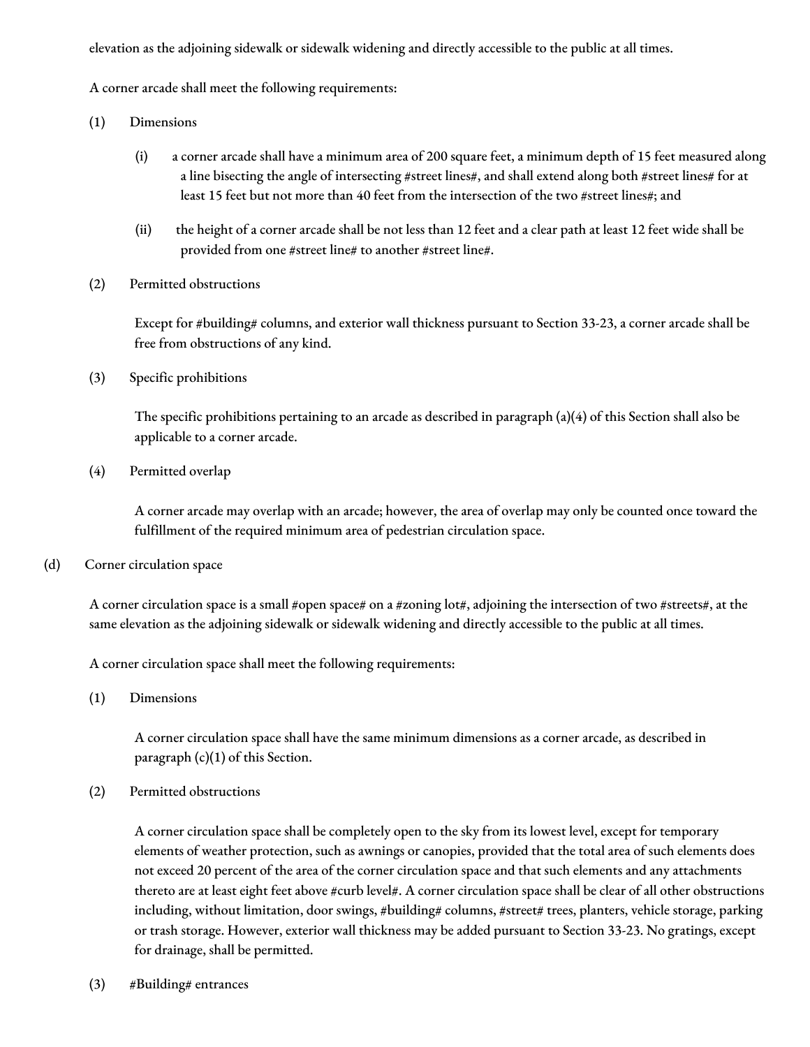elevation as the adjoining sidewalk or sidewalk widening and directly accessible to the public at all times.

A corner arcade shall meet the following requirements:

(1) Dimensions

(i) a corner arcade shall have a minimum area of 200 square feet, a minimum depth of 15 feet measured along a line bisecting the angle of intersecting #street lines#, and shall extend along both #street lines# for at least 15 feet but not more than 40 feet from the intersection of the two #street lines#; and

(ii) the height of a corner arcade shall be not less than 12 feet and a clear path at least 12 feet wide shall be provided from one #street line# to another #street line#.

(2) Permitted obstructions

Except for #building# columns, and exterior wall thickness pursuant to Section 33-23, a corner arcade shall be free from obstructions of any kind.

(3) Specific prohibitions

The specific prohibitions pertaining to an arcade as described in paragraph (a)(4) of this Section shall also be applicable to a corner arcade.

(4) Permitted overlap

A corner arcade may overlap with an arcade; however, the area of overlap may only be counted once toward the fulfillment of the required minimum area of pedestrian circulation space.

(d) Corner circulation space

A corner circulation space is a small #open space# on a #zoning lot#, adjoining the intersection of two #streets#, at the same elevation as the adjoining sidewalk or sidewalk widening and directly accessible to the public at all times.

A corner circulation space shall meet the following requirements:

(1) Dimensions

A corner circulation space shall have the same minimum dimensions as a corner arcade, as described in paragraph (c)(1) of this Section.

(2) Permitted obstructions

A corner circulation space shall be completely open to the sky from its lowest level, except for temporary elements of weather protection, such as awnings or canopies, provided that the total area of such elements does not exceed 20 percent of the area of the corner circulation space and that such elements and any attachments thereto are at least eight feet above #curb level#. A corner circulation space shall be clear of all other obstructions including, without limitation, door swings, #building# columns, #street# trees, planters, vehicle storage, parking or trash storage. However, exterior wall thickness may be added pursuant to Section 33-23. No gratings, except for drainage, shall be permitted.

(3) #Building# entrances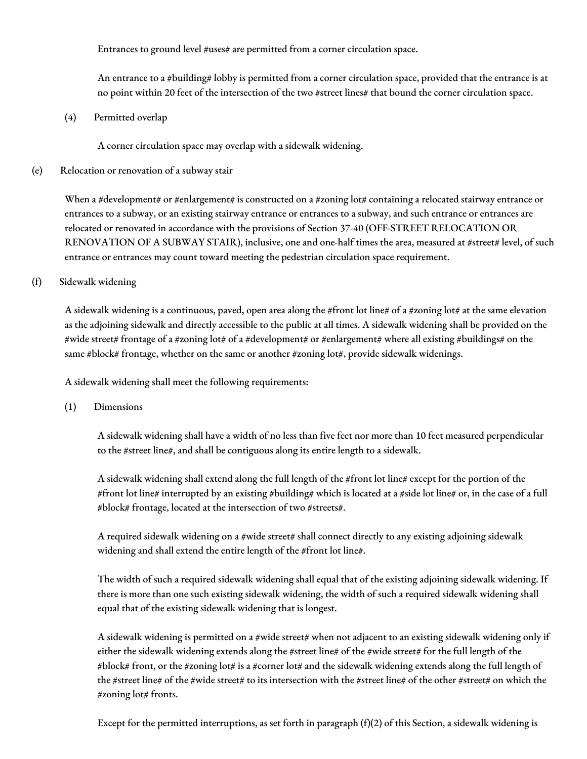Entrances to ground level #uses# are permitted from a corner circulation space.

An entrance to a #building# lobby is permitted from a corner circulation space, provided that the entrance is at no point within 20 feet of the intersection of the two #street lines# that bound the corner circulation space.

(4) Permitted overlap

A corner circulation space may overlap with a sidewalk widening.

(e) Relocation or renovation of a subway stair

When a #development# or #enlargement# is constructed on a #zoning lot# containing a relocated stairway entrance or entrances to a subway, or an existing stairway entrance or entrances to a subway, and such entrance or entrances are relocated or renovated in accordance with the provisions of Section 37-40 (OFF-STREET RELOCATION OR RENOVATION OF A SUBWAY STAIR), inclusive, one and one-half times the area, measured at #street# level, of such entrance or entrances may count toward meeting the pedestrian circulation space requirement.

(f) Sidewalk widening

A sidewalk widening is a continuous, paved, open area along the #front lot line# of a #zoning lot# at the same elevation as the adjoining sidewalk and directly accessible to the public at all times. A sidewalk widening shall be provided on the #wide street# frontage of a #zoning lot# of a #development# or #enlargement# where all existing #buildings# on the same #block# frontage, whether on the same or another #zoning lot#, provide sidewalk widenings.

A sidewalk widening shall meet the following requirements:

(1) Dimensions

A sidewalk widening shall have a width of no less than five feet nor more than 10 feet measured perpendicular to the #street line#, and shall be contiguous along its entire length to a sidewalk.

A sidewalk widening shall extend along the full length of the #front lot line# except for the portion of the #front lot line# interrupted by an existing #building# which is located at a #side lot line# or, in the case of a full #block# frontage, located at the intersection of two #streets#.

A required sidewalk widening on a #wide street# shall connect directly to any existing adjoining sidewalk widening and shall extend the entire length of the #front lot line#.

The width of such a required sidewalk widening shall equal that of the existing adjoining sidewalk widening. If there is more than one such existing sidewalk widening, the width of such a required sidewalk widening shall equal that of the existing sidewalk widening that is longest.

A sidewalk widening is permitted on a #wide street# when not adjacent to an existing sidewalk widening only if either the sidewalk widening extends along the #street line# of the #wide street# for the full length of the #block# front, or the #zoning lot# is a #corner lot# and the sidewalk widening extends along the full length of the #street line# of the #wide street# to its intersection with the #street line# of the other #street# on which the #zoning lot# fronts.

Except for the permitted interruptions, as set forth in paragraph (f)(2) of this Section, a sidewalk widening is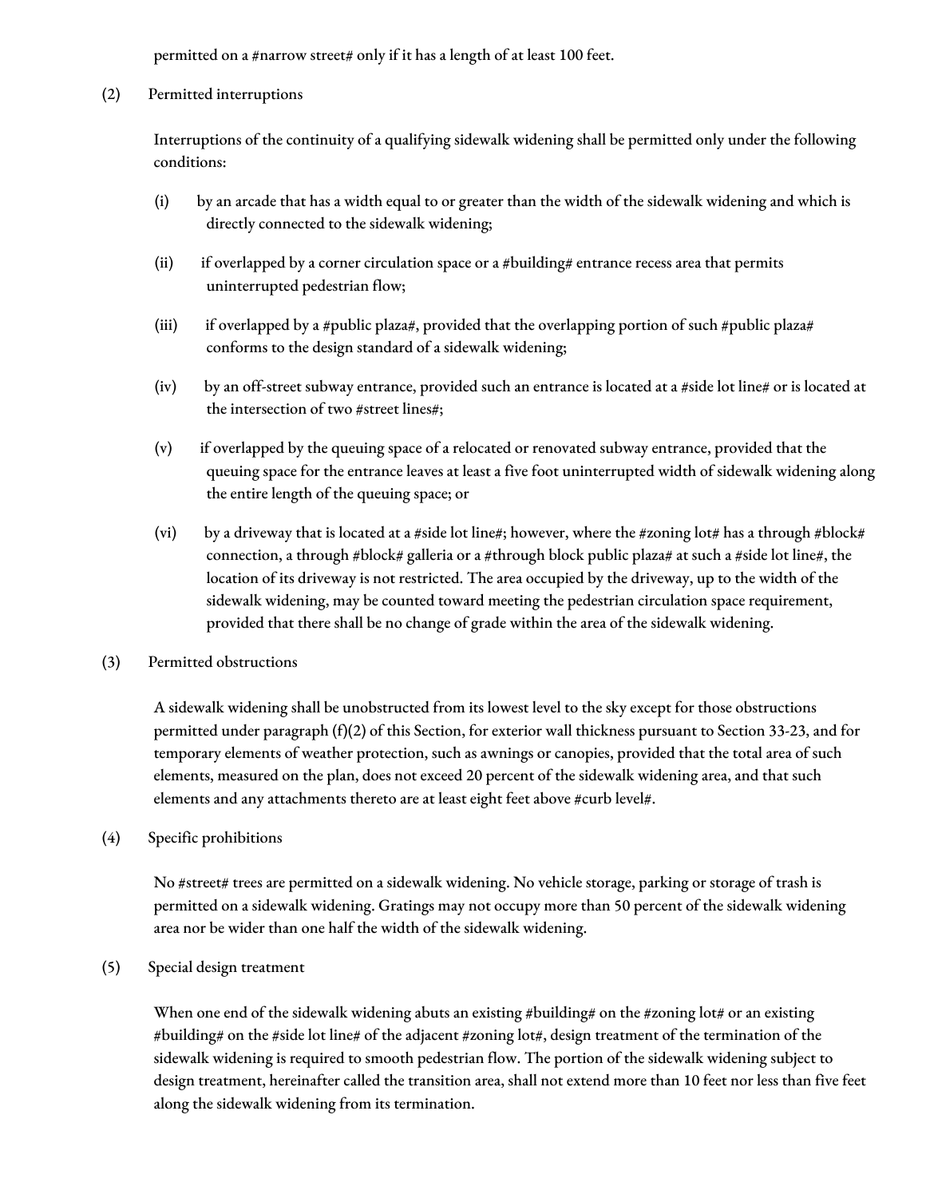permitted on a #narrow street# only if it has a length of at least 100 feet.

(2) Permitted interruptions

Interruptions of the continuity of a qualifying sidewalk widening shall be permitted only under the following conditions:

(i) by an arcade that has a width equal to or greater than the width of the sidewalk widening and which is directly connected to the sidewalk widening;

(ii) if overlapped by a corner circulation space or a #building# entrance recess area that permits uninterrupted pedestrian flow;

(iii) if overlapped by a #public plaza#, provided that the overlapping portion of such #public plaza# conforms to the design standard of a sidewalk widening;

(iv) by an off-street subway entrance, provided such an entrance is located at a #side lot line# or is located at the intersection of two #street lines#;

(v) if overlapped by the queuing space of a relocated or renovated subway entrance, provided that the queuing space for the entrance leaves at least a five foot uninterrupted width of sidewalk widening along the entire length of the queuing space; or

(vi) by a driveway that is located at a #side lot line#; however, where the #zoning lot# has a through #block# connection, a through #block# galleria or a #through block public plaza# at such a #side lot line#, the location of its driveway is not restricted. The area occupied by the driveway, up to the width of the sidewalk widening, may be counted toward meeting the pedestrian circulation space requirement, provided that there shall be no change of grade within the area of the sidewalk widening.

(3) Permitted obstructions

A sidewalk widening shall be unobstructed from its lowest level to the sky except for those obstructions permitted under paragraph (f)(2) of this Section, for exterior wall thickness pursuant to Section 33-23, and for temporary elements of weather protection, such as awnings or canopies, provided that the total area of such elements, measured on the plan, does not exceed 20 percent of the sidewalk widening area, and that such elements and any attachments thereto are at least eight feet above #curb level#.

(4) Specific prohibitions

No #street# trees are permitted on a sidewalk widening. No vehicle storage, parking or storage of trash is permitted on a sidewalk widening. Gratings may not occupy more than 50 percent of the sidewalk widening area nor be wider than one half the width of the sidewalk widening.

(5) Special design treatment

When one end of the sidewalk widening abuts an existing #building# on the #zoning lot# or an existing #building# on the #side lot line# of the adjacent #zoning lot#, design treatment of the termination of the sidewalk widening is required to smooth pedestrian flow. The portion of the sidewalk widening subject to design treatment, hereinafter called the transition area, shall not extend more than 10 feet nor less than five feet along the sidewalk widening from its termination.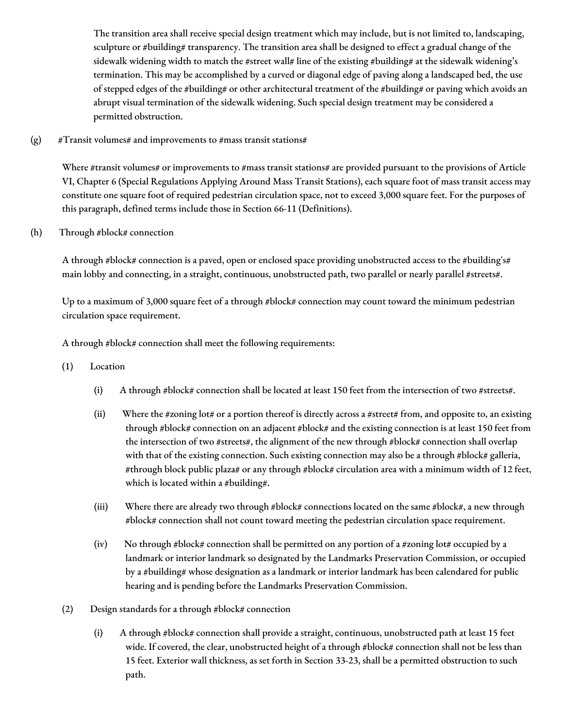The transition area shall receive special design treatment which may include, but is not limited to, landscaping, sculpture or #building# transparency. The transition area shall be designed to effect a gradual change of the sidewalk widening width to match the #street wall# line of the existing #building# at the sidewalk widening's termination. This may be accomplished by a curved or diagonal edge of paving along a landscaped bed, the use of stepped edges of the #building# or other architectural treatment of the #building# or paving which avoids an abrupt visual termination of the sidewalk widening. Such special design treatment may be considered a permitted obstruction.

(g) #Transit volumes# and improvements to #mass transit stations#

Where #transit volumes# or improvements to #mass transit stations# are provided pursuant to the provisions of Article VI, Chapter 6 (Special Regulations Applying Around Mass Transit Stations), each square foot of mass transit access may constitute one square foot of required pedestrian circulation space, not to exceed 3,000 square feet. For the purposes of this paragraph, defined terms include those in Section 66-11 (Definitions).

(h) Through #block# connection

A through #block# connection is a paved, open or enclosed space providing unobstructed access to the #building's# main lobby and connecting, in a straight, continuous, unobstructed path, two parallel or nearly parallel #streets#.

Up to a maximum of 3,000 square feet of a through #block# connection may count toward the minimum pedestrian circulation space requirement.

A through #block# connection shall meet the following requirements:

(1) Location

(i) A through #block# connection shall be located at least 150 feet from the intersection of two #streets#.

(ii) Where the #zoning lot# or a portion thereof is directly across a #street# from, and opposite to, an existing through #block# connection on an adjacent #block# and the existing connection is at least 150 feet from the intersection of two #streets#, the alignment of the new through #block# connection shall overlap with that of the existing connection. Such existing connection may also be a through #block# galleria, #through block public plaza# or any through #block# circulation area with a minimum width of 12 feet, which is located within a #building#.

(iii) Where there are already two through #block# connections located on the same #block#, a new through #block# connection shall not count toward meeting the pedestrian circulation space requirement.

(iv) No through #block# connection shall be permitted on any portion of a #zoning lot# occupied by a landmark or interior landmark so designated by the Landmarks Preservation Commission, or occupied by a #building# whose designation as a landmark or interior landmark has been calendared for public hearing and is pending before the Landmarks Preservation Commission.

(2) Design standards for a through #block# connection

(i) A through #block# connection shall provide a straight, continuous, unobstructed path at least 15 feet wide. If covered, the clear, unobstructed height of a through #block# connection shall not be less than 15 feet. Exterior wall thickness, as set forth in Section 33-23, shall be a permitted obstruction to such path.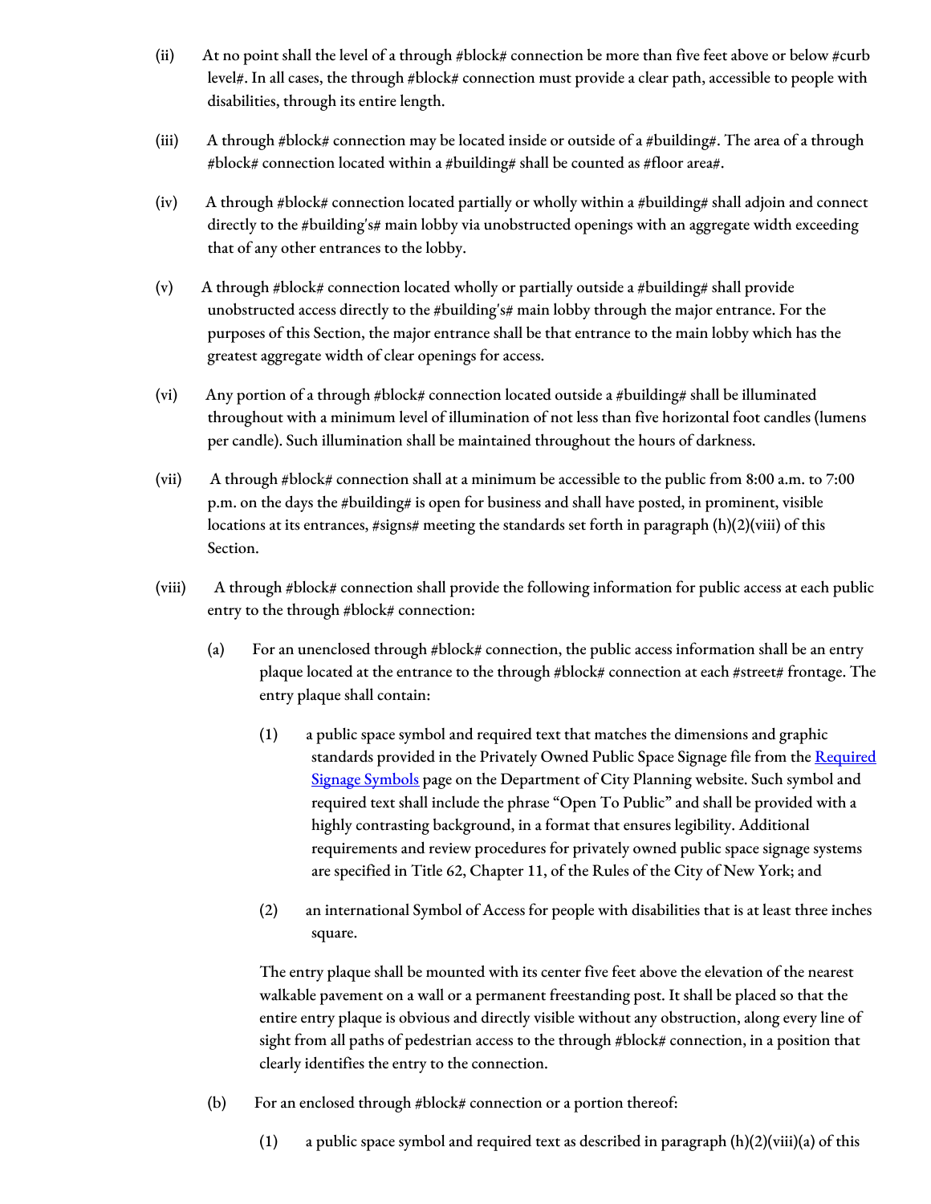(ii) At no point shall the level of a through #block# connection be more than five feet above or below #curb level#. In all cases, the through #block# connection must provide a clear path, accessible to people with disabilities, through its entire length.

(iii) A through #block# connection may be located inside or outside of a #building#. The area of a through #block# connection located within a #building# shall be counted as #floor area#.

(iv) A through #block# connection located partially or wholly within a #building# shall adjoin and connect directly to the #building's# main lobby via unobstructed openings with an aggregate width exceeding that of any other entrances to the lobby.

(v) A through #block# connection located wholly or partially outside a #building# shall provide unobstructed access directly to the #building's# main lobby through the major entrance. For the purposes of this Section, the major entrance shall be that entrance to the main lobby which has the greatest aggregate width of clear openings for access.

(vi) Any portion of a through #block# connection located outside a #building# shall be illuminated throughout with a minimum level of illumination of not less than five horizontal foot candles (lumens per candle). Such illumination shall be maintained throughout the hours of darkness.

(vii) A through #block# connection shall at a minimum be accessible to the public from 8:00 a.m. to 7:00 p.m. on the days the #building# is open for business and shall have posted, in prominent, visible locations at its entrances, #signs# meeting the standards set forth in paragraph (h)(2)(viii) of this Section.

(viii) A through #block# connection shall provide the following information for public access at each public entry to the through #block# connection:

(a) For an unenclosed through #block# connection, the public access information shall be an entry plaque located at the entrance to the through #block# connection at each #street# frontage. The entry plaque shall contain:

(1) a public space symbol and required text that matches the dimensions and graphic standards provided in the Privately Owned Public Space Signage file from the [Required Signage Symbols] page on the Department of City Planning website. Such symbol and required text shall include the phrase "Open To Public" and shall be provided with a highly contrasting background, in a format that ensures legibility. Additional requirements and review procedures for privately owned public space signage systems are specified in Title 62, Chapter 11, of the Rules of the City of New York; and

(2) an international Symbol of Access for people with disabilities that is at least three inches square.

The entry plaque shall be mounted with its center five feet above the elevation of the nearest walkable pavement on a wall or a permanent freestanding post. It shall be placed so that the entire entry plaque is obvious and directly visible without any obstruction, along every line of sight from all paths of pedestrian access to the through #block# connection, in a position that clearly identifies the entry to the connection.

(b) For an enclosed through #block# connection or a portion thereof:

(1) a public space symbol and required text as described in paragraph (h)(2)(viii)(a) of this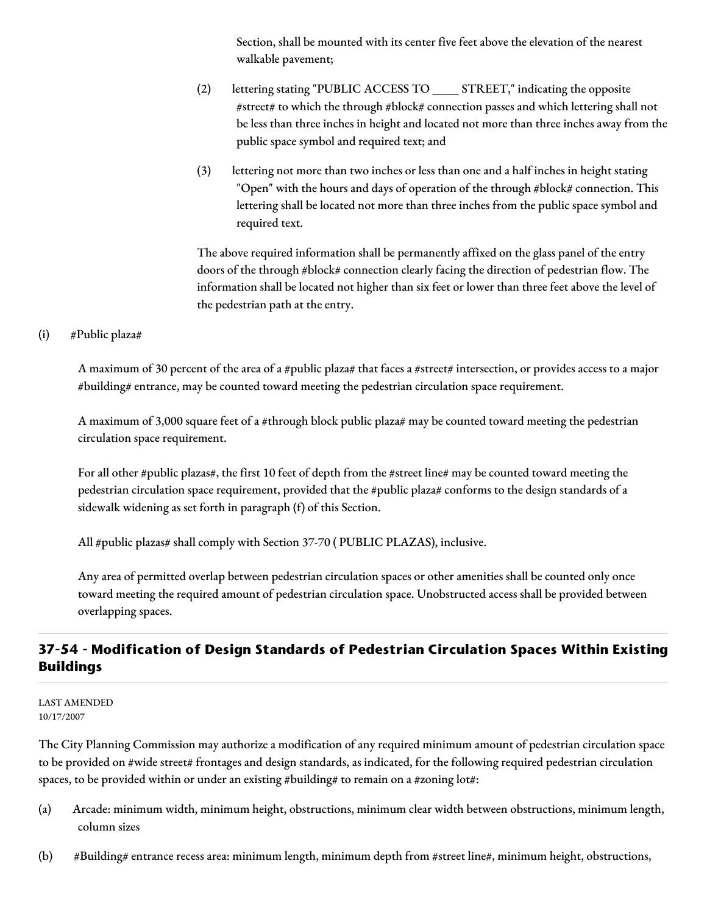Section, shall be mounted with its center five feet above the elevation of the nearest walkable pavement;

(2) lettering stating "PUBLIC ACCESS TO ____ STREET," indicating the opposite #street# to which the through #block# connection passes and which lettering shall not be less than three inches in height and located not more than three inches away from the public space symbol and required text; and

(3) lettering not more than two inches or less than one and a half inches in height stating "Open" with the hours and days of operation of the through #block# connection. This lettering shall be located not more than three inches from the public space symbol and required text.

The above required information shall be permanently affixed on the glass panel of the entry doors of the through #block# connection clearly facing the direction of pedestrian flow. The information shall be located not higher than six feet or lower than three feet above the level of the pedestrian path at the entry.

(i) #Public plaza#

A maximum of 30 percent of the area of a #public plaza# that faces a #street# intersection, or provides access to a major #building# entrance, may be counted toward meeting the pedestrian circulation space requirement.

A maximum of 3,000 square feet of a #through block public plaza# may be counted toward meeting the pedestrian circulation space requirement.

For all other #public plazas#, the first 10 feet of depth from the #street line# may be counted toward meeting the pedestrian circulation space requirement, provided that the #public plaza# conforms to the design standards of a sidewalk widening as set forth in paragraph (f) of this Section.

All #public plazas# shall comply with Section 37-70 ( PUBLIC PLAZAS), inclusive.

Any area of permitted overlap between pedestrian circulation spaces or other amenities shall be counted only once toward meeting the required amount of pedestrian circulation space. Unobstructed access shall be provided between overlapping spaces.

## 37-54 - Modification of Design Standards of Pedestrian Circulation Spaces Within Existing Buildings

LAST AMENDED
10/17/2007

The City Planning Commission may authorize a modification of any required minimum amount of pedestrian circulation space to be provided on #wide street# frontages and design standards, as indicated, for the following required pedestrian circulation spaces, to be provided within or under an existing #building# to remain on a #zoning lot#:

(a) Arcade: minimum width, minimum height, obstructions, minimum clear width between obstructions, minimum length, column sizes

(b) #Building# entrance recess area: minimum length, minimum depth from #street line#, minimum height, obstructions,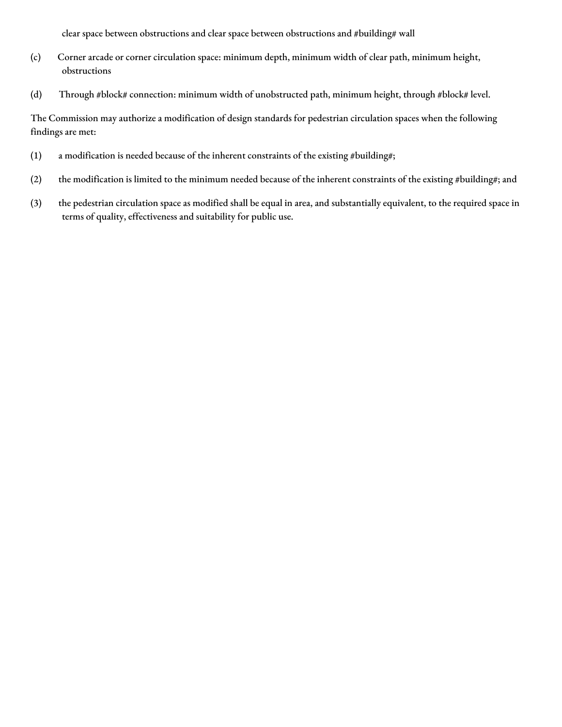clear space between obstructions and clear space between obstructions and #building# wall

(c) Corner arcade or corner circulation space: minimum depth, minimum width of clear path, minimum height, obstructions

(d) Through #block# connection: minimum width of unobstructed path, minimum height, through #block# level.

The Commission may authorize a modification of design standards for pedestrian circulation spaces when the following findings are met:

(1) a modification is needed because of the inherent constraints of the existing #building#;

(2) the modification is limited to the minimum needed because of the inherent constraints of the existing #building#; and

(3) the pedestrian circulation space as modified shall be equal in area, and substantially equivalent, to the required space in terms of quality, effectiveness and suitability for public use.